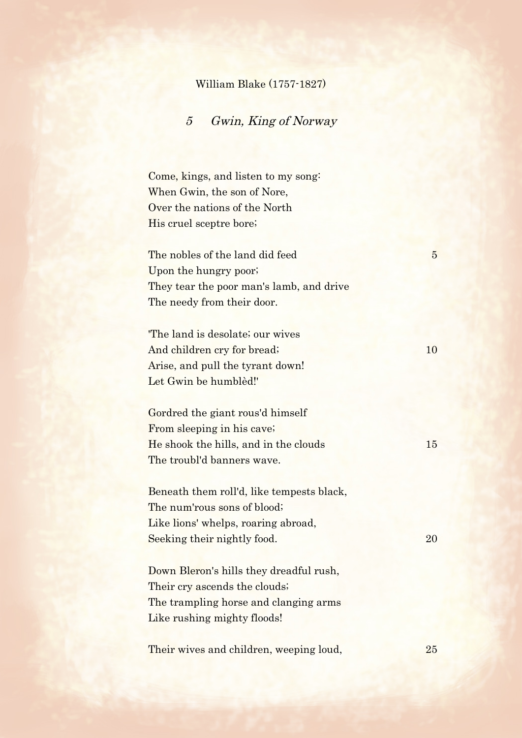William Blake (1757-1827)

## 5 *Gwin, King of Norway*

Come, kings, and listen to my song:  
When Gwin, the son of Nore,  
Over the nations of the North  
His cruel sceptre bore;

The nobles of the land did feed  
Upon the hungry poor;  
They tear the poor man's lamb, and drive  
The needy from their door.

'The land is desolate; our wives  
And children cry for bread;  
Arise, and pull the tyrant down!  
Let Gwin be humblèd!'

Gordred the giant rous'd himself  
From sleeping in his cave;  
He shook the hills, and in the clouds  
The troubl'd banners wave.

Beneath them roll'd, like tempests black,  
The num'rous sons of blood;  
Like lions' whelps, roaring abroad,  
Seeking their nightly food.

Down Bleron's hills they dreadful rush,  
Their cry ascends the clouds;  
The trampling horse and clanging arms  
Like rushing mighty floods!

Their wives and children, weeping loud,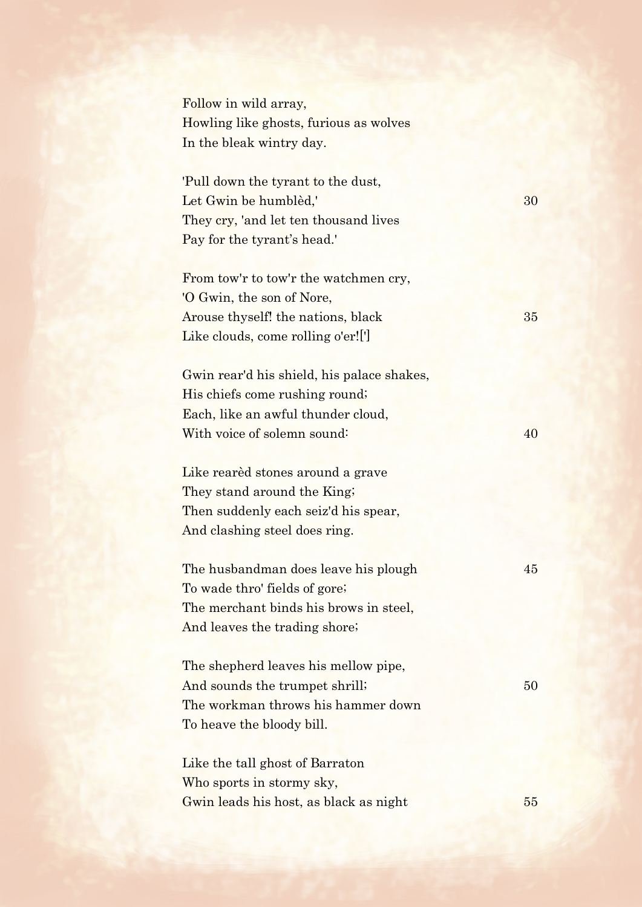Follow in wild array,  
Howling like ghosts, furious as wolves  
In the bleak wintry day.

'Pull down the tyrant to the dust,  
Let Gwin be humblèd,' 30  
They cry, 'and let ten thousand lives  
Pay for the tyrant's head.'

From tow'r to tow'r the watchmen cry,  
'O Gwin, the son of Nore,  
Arouse thyself! the nations, black 35  
Like clouds, come rolling o'er![']

Gwin rear'd his shield, his palace shakes,  
His chiefs come rushing round;  
Each, like an awful thunder cloud,  
With voice of solemn sound: 40

Like rearèd stones around a grave  
They stand around the King;  
Then suddenly each seiz'd his spear,  
And clashing steel does ring.

The husbandman does leave his plough 45  
To wade thro' fields of gore;  
The merchant binds his brows in steel,  
And leaves the trading shore;

The shepherd leaves his mellow pipe,  
And sounds the trumpet shrill; 50  
The workman throws his hammer down  
To heave the bloody bill.

Like the tall ghost of Barraton  
Who sports in stormy sky,  
Gwin leads his host, as black as night 55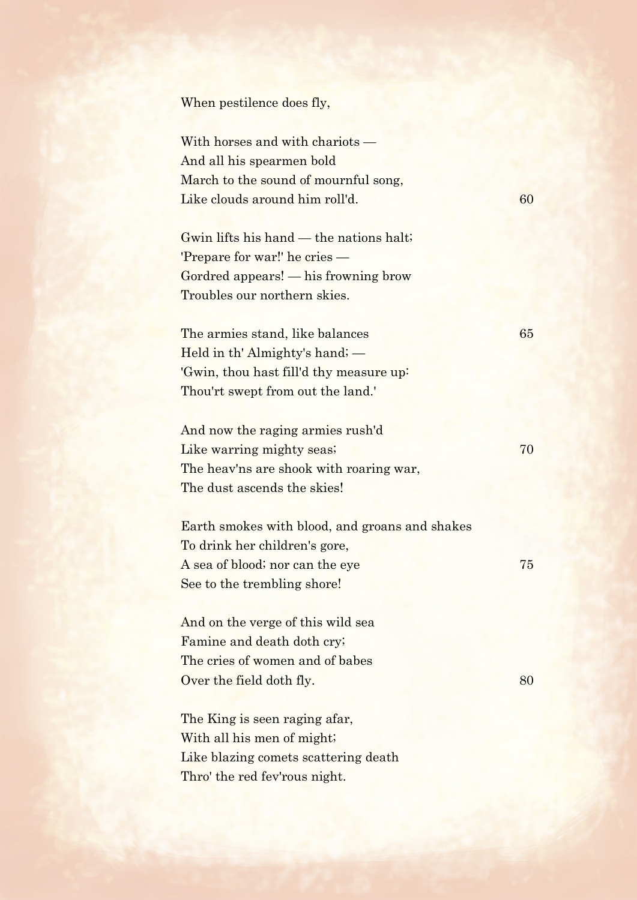When pestilence does fly,

With horses and with chariots —
And all his spearmen bold
March to the sound of mournful song,
Like clouds around him roll'd. 60

Gwin lifts his hand — the nations halt;
'Prepare for war!' he cries —
Gordred appears! — his frowning brow
Troubles our northern skies.

The armies stand, like balances 65
Held in th' Almighty's hand; —
'Gwin, thou hast fill'd thy measure up:
Thou'rt swept from out the land.'

And now the raging armies rush'd
Like warring mighty seas; 70
The heav'ns are shook with roaring war,
The dust ascends the skies!

Earth smokes with blood, and groans and shakes
To drink her children's gore,
A sea of blood; nor can the eye 75
See to the trembling shore!

And on the verge of this wild sea
Famine and death doth cry;
The cries of women and of babes
Over the field doth fly. 80

The King is seen raging afar,
With all his men of might;
Like blazing comets scattering death
Thro' the red fev'rous night.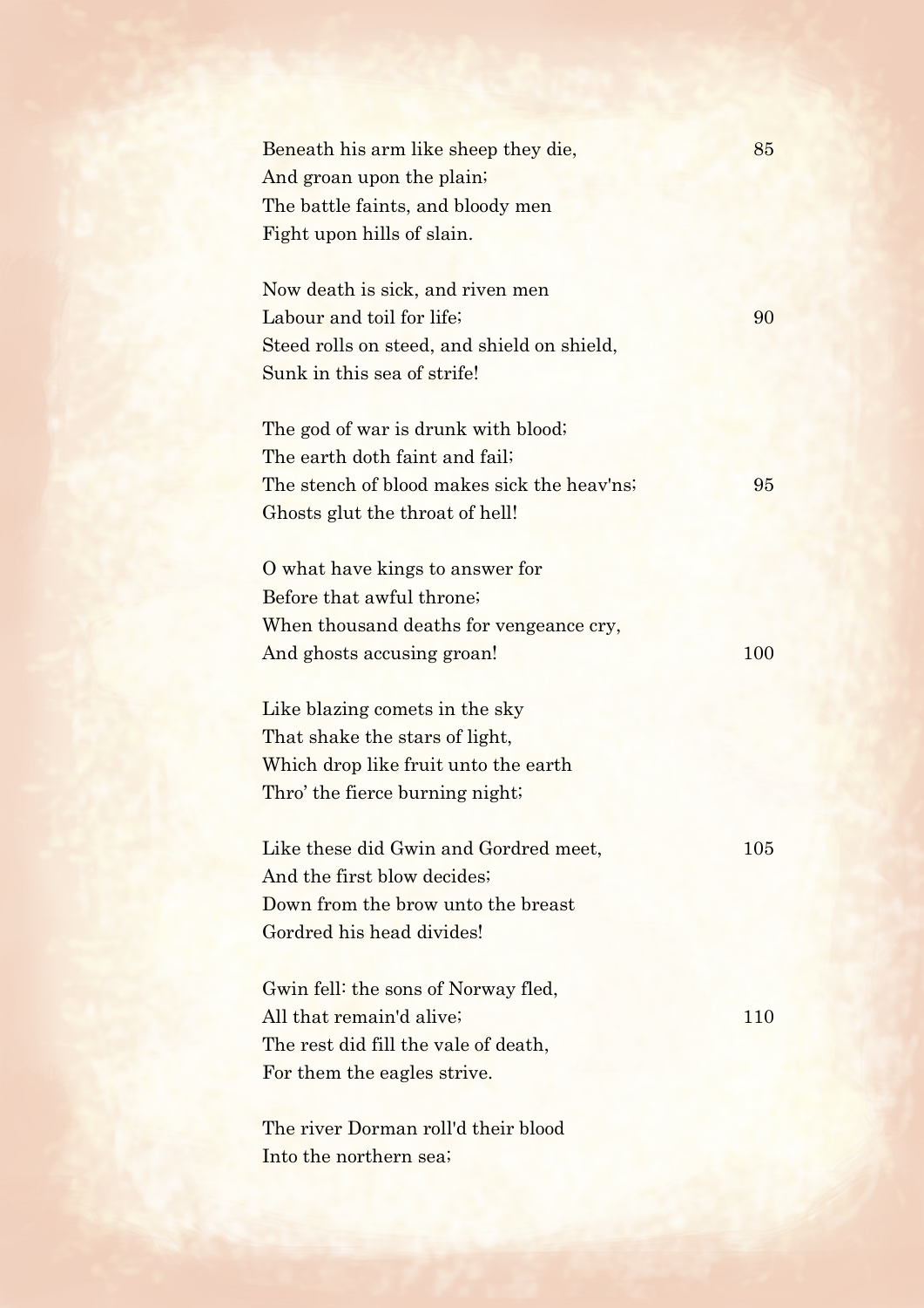Beneath his arm like sheep they die, 85
And groan upon the plain;
The battle faints, and bloody men
Fight upon hills of slain.

Now death is sick, and riven men
Labour and toil for life; 90
Steed rolls on steed, and shield on shield,
Sunk in this sea of strife!

The god of war is drunk with blood;
The earth doth faint and fail;
The stench of blood makes sick the heav'ns; 95
Ghosts glut the throat of hell!

O what have kings to answer for
Before that awful throne;
When thousand deaths for vengeance cry,
And ghosts accusing groan! 100

Like blazing comets in the sky
That shake the stars of light,
Which drop like fruit unto the earth
Thro' the fierce burning night;

Like these did Gwin and Gordred meet, 105
And the first blow decides;
Down from the brow unto the breast
Gordred his head divides!

Gwin fell: the sons of Norway fled,
All that remain'd alive; 110
The rest did fill the vale of death,
For them the eagles strive.

The river Dorman roll'd their blood
Into the northern sea;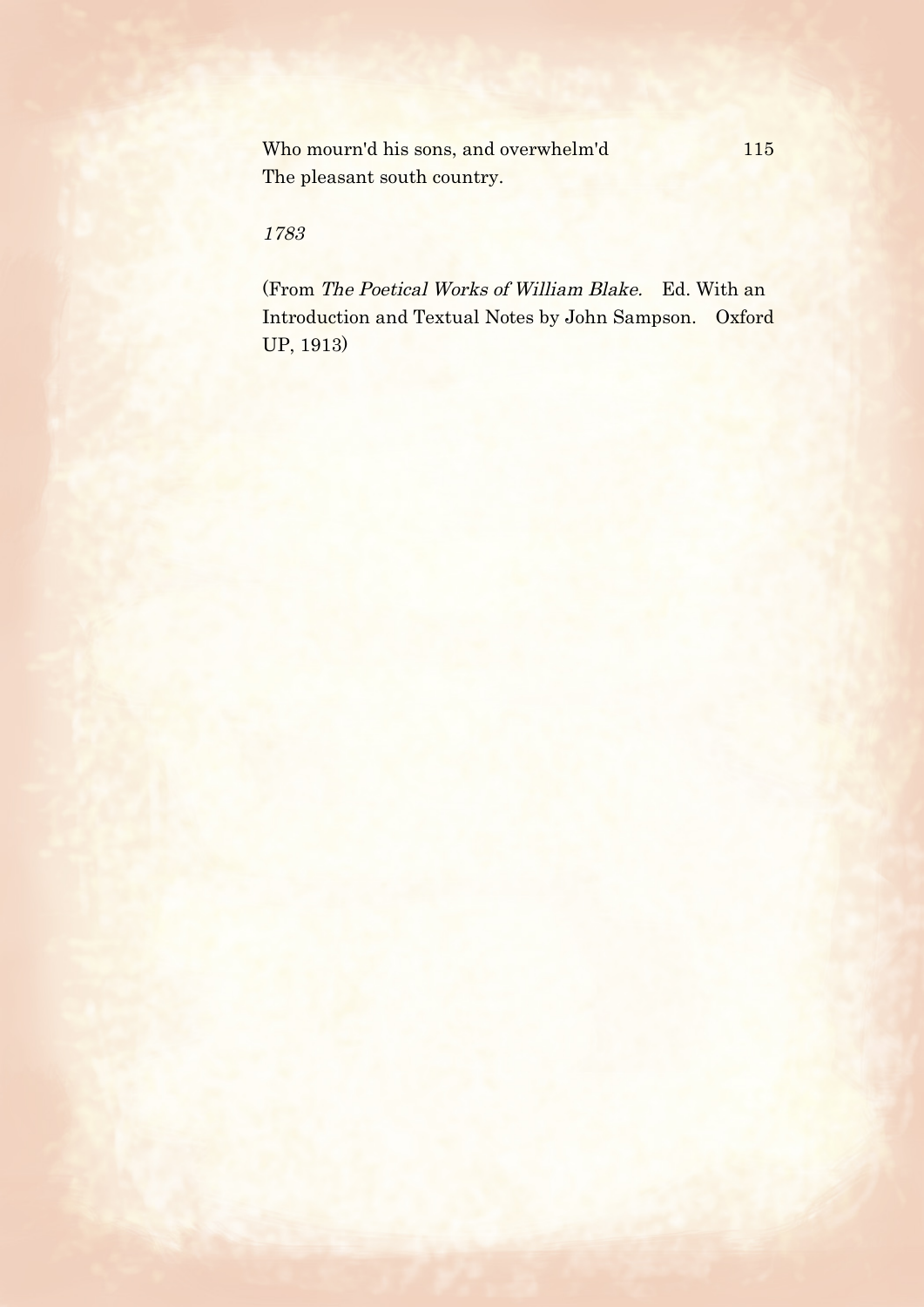Who mourn'd his sons, and overwhelm'd 115
The pleasant south country.

*1783*

(From *The Poetical Works of William Blake.* Ed. With an Introduction and Textual Notes by John Sampson. Oxford UP, 1913)